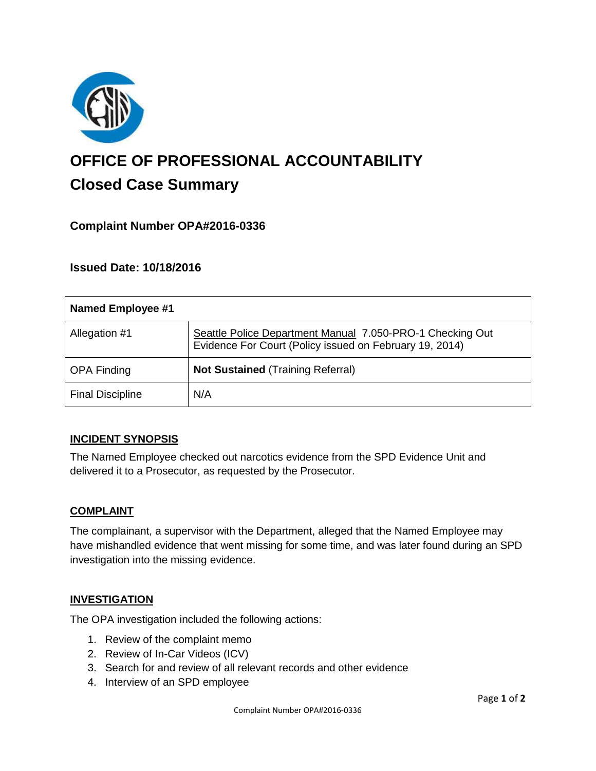# OFFICE OF PROFESSIONAL ACCOUNTABILITY

## Closed Case Summary

### Complaint Number OPA#2016-0336

### Issued Date: 10/18/2016

| Named Employee #1 | |
|---|---|
| Allegation #1 | Seattle Police Department Manual 7.050-PRO-1 Checking Out Evidence For Court (Policy issued on February 19, 2014) |
| OPA Finding | **Not Sustained** (Training Referral) |
| Final Discipline | N/A |

## INCIDENT SYNOPSIS

The Named Employee checked out narcotics evidence from the SPD Evidence Unit and delivered it to a Prosecutor, as requested by the Prosecutor.

## COMPLAINT

The complainant, a supervisor with the Department, alleged that the Named Employee may have mishandled evidence that went missing for some time, and was later found during an SPD investigation into the missing evidence.

## INVESTIGATION

The OPA investigation included the following actions:

1. Review of the complaint memo
2. Review of In-Car Videos (ICV)
3. Search for and review of all relevant records and other evidence
4. Interview of an SPD employee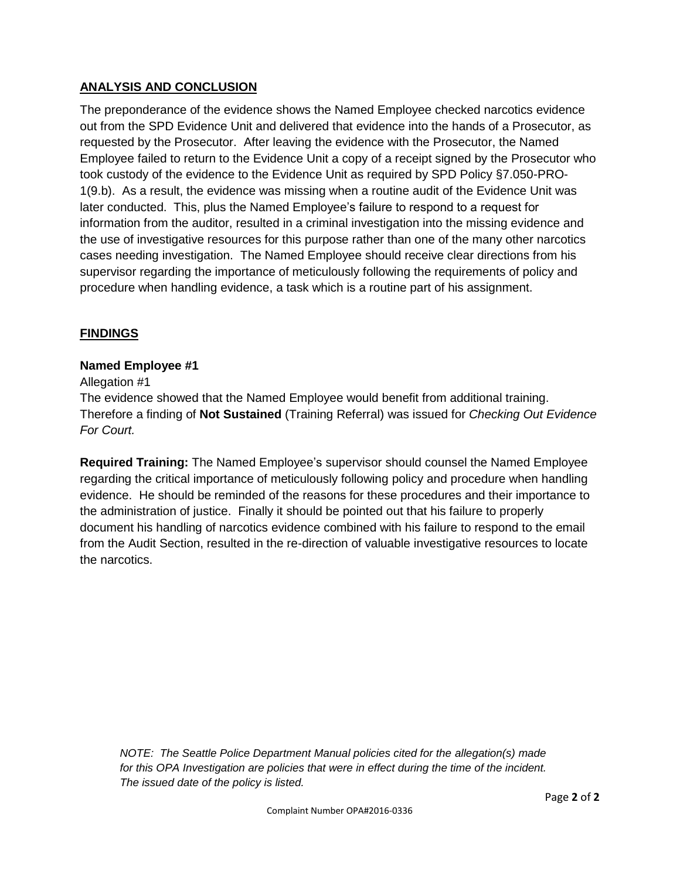## ANALYSIS AND CONCLUSION

The preponderance of the evidence shows the Named Employee checked narcotics evidence out from the SPD Evidence Unit and delivered that evidence into the hands of a Prosecutor, as requested by the Prosecutor. After leaving the evidence with the Prosecutor, the Named Employee failed to return to the Evidence Unit a copy of a receipt signed by the Prosecutor who took custody of the evidence to the Evidence Unit as required by SPD Policy §7.050-PRO-1(9.b). As a result, the evidence was missing when a routine audit of the Evidence Unit was later conducted. This, plus the Named Employee's failure to respond to a request for information from the auditor, resulted in a criminal investigation into the missing evidence and the use of investigative resources for this purpose rather than one of the many other narcotics cases needing investigation. The Named Employee should receive clear directions from his supervisor regarding the importance of meticulously following the requirements of policy and procedure when handling evidence, a task which is a routine part of his assignment.

## FINDINGS

**Named Employee #1**

Allegation #1

The evidence showed that the Named Employee would benefit from additional training. Therefore a finding of **Not Sustained** (Training Referral) was issued for *Checking Out Evidence For Court.*

**Required Training:** The Named Employee's supervisor should counsel the Named Employee regarding the critical importance of meticulously following policy and procedure when handling evidence. He should be reminded of the reasons for these procedures and their importance to the administration of justice. Finally it should be pointed out that his failure to properly document his handling of narcotics evidence combined with his failure to respond to the email from the Audit Section, resulted in the re-direction of valuable investigative resources to locate the narcotics.

*NOTE: The Seattle Police Department Manual policies cited for the allegation(s) made for this OPA Investigation are policies that were in effect during the time of the incident. The issued date of the policy is listed.*

Complaint Number OPA#2016-0336